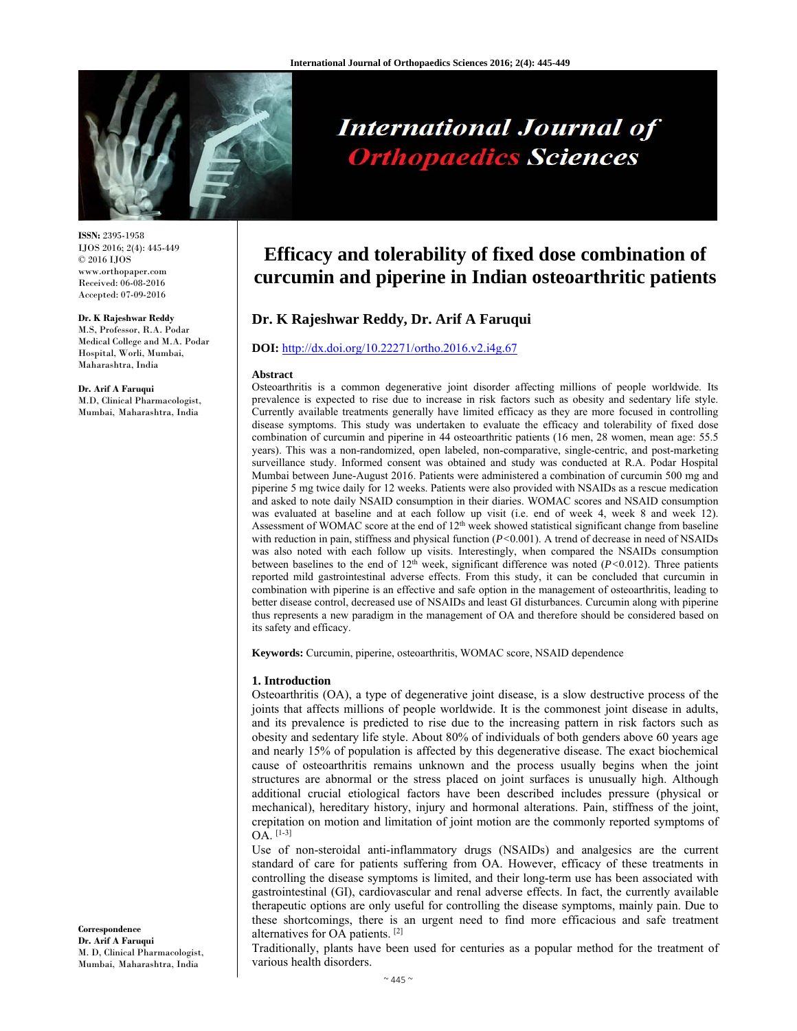# Efficacy and tolerability of fixed dose combination of curcumin and piperine in Indian osteoarthritic patients

**Dr. K Rajeshwar Reddy, Dr. Arif A Faruqui**

**DOI:** http://dx.doi.org/10.22271/ortho.2016.v2.i4g.67

**ISSN:** 2395-1958
IJOS 2016; 2(4): 445-449
© 2016 IJOS
www.orthopaper.com
Received: 06-08-2016
Accepted: 07-09-2016

**Dr. K Rajeshwar Reddy**
M.S, Professor, R.A. Podar Medical College and M.A. Podar Hospital, Worli, Mumbai, Maharashtra, India

**Dr. Arif A Faruqui**
M.D, Clinical Pharmacologist, Mumbai, Maharashtra, India

**Correspondence**
**Dr. Arif A Faruqui**
M. D, Clinical Pharmacologist, Mumbai, Maharashtra, India

**Abstract**

Osteoarthritis is a common degenerative joint disorder affecting millions of people worldwide. Its prevalence is expected to rise due to increase in risk factors such as obesity and sedentary life style. Currently available treatments generally have limited efficacy as they are more focused in controlling disease symptoms. This study was undertaken to evaluate the efficacy and tolerability of fixed dose combination of curcumin and piperine in 44 osteoarthritic patients (16 men, 28 women, mean age: 55.5 years). This was a non-randomized, open labeled, non-comparative, single-centric, and post-marketing surveillance study. Informed consent was obtained and study was conducted at R.A. Podar Hospital Mumbai between June-August 2016. Patients were administered a combination of curcumin 500 mg and piperine 5 mg twice daily for 12 weeks. Patients were also provided with NSAIDs as a rescue medication and asked to note daily NSAID consumption in their diaries. WOMAC scores and NSAID consumption was evaluated at baseline and at each follow up visit (i.e. end of week 4, week 8 and week 12). Assessment of WOMAC score at the end of 12th week showed statistical significant change from baseline with reduction in pain, stiffness and physical function ($P<0.001$). A trend of decrease in need of NSAIDs was also noted with each follow up visits. Interestingly, when compared the NSAIDs consumption between baselines to the end of 12th week, significant difference was noted ($P<0.012$). Three patients reported mild gastrointestinal adverse effects. From this study, it can be concluded that curcumin in combination with piperine is an effective and safe option in the management of osteoarthritis, leading to better disease control, decreased use of NSAIDs and least GI disturbances. Curcumin along with piperine thus represents a new paradigm in the management of OA and therefore should be considered based on its safety and efficacy.

**Keywords:** Curcumin, piperine, osteoarthritis, WOMAC score, NSAID dependence

## 1. Introduction

Osteoarthritis (OA), a type of degenerative joint disease, is a slow destructive process of the joints that affects millions of people worldwide. It is the commonest joint disease in adults, and its prevalence is predicted to rise due to the increasing pattern in risk factors such as obesity and sedentary life style. About 80% of individuals of both genders above 60 years age and nearly 15% of population is affected by this degenerative disease. The exact biochemical cause of osteoarthritis remains unknown and the process usually begins when the joint structures are abnormal or the stress placed on joint surfaces is unusually high. Although additional crucial etiological factors have been described includes pressure (physical or mechanical), hereditary history, injury and hormonal alterations. Pain, stiffness of the joint, crepitation on motion and limitation of joint motion are the commonly reported symptoms of OA. [1-3]

Use of non-steroidal anti-inflammatory drugs (NSAIDs) and analgesics are the current standard of care for patients suffering from OA. However, efficacy of these treatments in controlling the disease symptoms is limited, and their long-term use has been associated with gastrointestinal (GI), cardiovascular and renal adverse effects. In fact, the currently available therapeutic options are only useful for controlling the disease symptoms, mainly pain. Due to these shortcomings, there is an urgent need to find more efficacious and safe treatment alternatives for OA patients. [2]

Traditionally, plants have been used for centuries as a popular method for the treatment of various health disorders.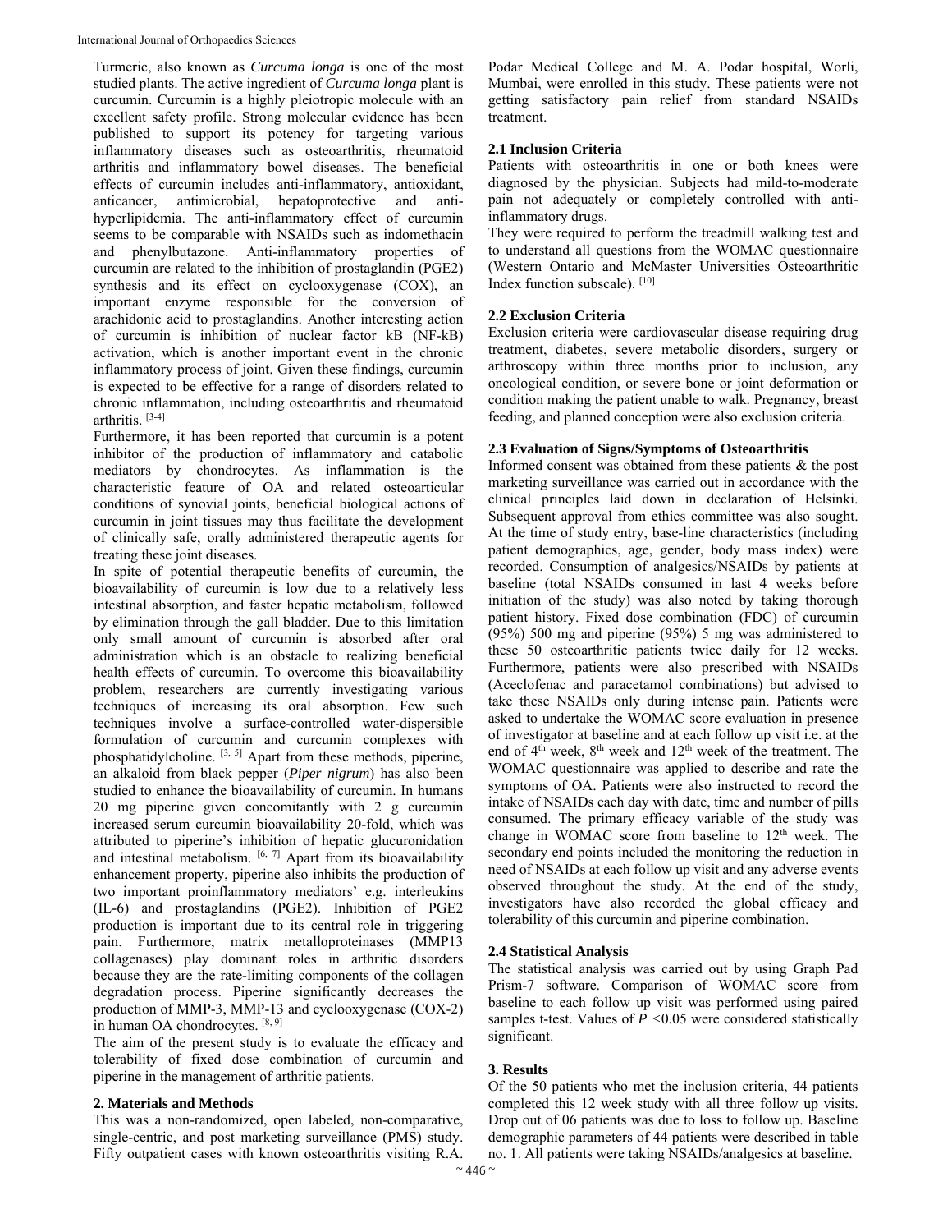Turmeric, also known as *Curcuma longa* is one of the most studied plants. The active ingredient of *Curcuma longa* plant is curcumin. Curcumin is a highly pleiotropic molecule with an excellent safety profile. Strong molecular evidence has been published to support its potency for targeting various inflammatory diseases such as osteoarthritis, rheumatoid arthritis and inflammatory bowel diseases. The beneficial effects of curcumin includes anti-inflammatory, antioxidant, anticancer, antimicrobial, hepatoprotective and anti-hyperlipidemia. The anti-inflammatory effect of curcumin seems to be comparable with NSAIDs such as indomethacin and phenylbutazone. Anti-inflammatory properties of curcumin are related to the inhibition of prostaglandin (PGE2) synthesis and its effect on cyclooxygenase (COX), an important enzyme responsible for the conversion of arachidonic acid to prostaglandins. Another interesting action of curcumin is inhibition of nuclear factor kB (NF-kB) activation, which is another important event in the chronic inflammatory process of joint. Given these findings, curcumin is expected to be effective for a range of disorders related to chronic inflammation, including osteoarthritis and rheumatoid arthritis. [3-4]

Furthermore, it has been reported that curcumin is a potent inhibitor of the production of inflammatory and catabolic mediators by chondrocytes. As inflammation is the characteristic feature of OA and related osteoarticular conditions of synovial joints, beneficial biological actions of curcumin in joint tissues may thus facilitate the development of clinically safe, orally administered therapeutic agents for treating these joint diseases.

In spite of potential therapeutic benefits of curcumin, the bioavailability of curcumin is low due to a relatively less intestinal absorption, and faster hepatic metabolism, followed by elimination through the gall bladder. Due to this limitation only small amount of curcumin is absorbed after oral administration which is an obstacle to realizing beneficial health effects of curcumin. To overcome this bioavailability problem, researchers are currently investigating various techniques of increasing its oral absorption. Few such techniques involve a surface-controlled water-dispersible formulation of curcumin and curcumin complexes with phosphatidylcholine. [3, 5] Apart from these methods, piperine, an alkaloid from black pepper (*Piper nigrum*) has also been studied to enhance the bioavailability of curcumin. In humans 20 mg piperine given concomitantly with 2 g curcumin increased serum curcumin bioavailability 20-fold, which was attributed to piperine's inhibition of hepatic glucuronidation and intestinal metabolism. [6, 7] Apart from its bioavailability enhancement property, piperine also inhibits the production of two important proinflammatory mediators' e.g. interleukins (IL-6) and prostaglandins (PGE2). Inhibition of PGE2 production is important due to its central role in triggering pain. Furthermore, matrix metalloproteinases (MMP13 collagenases) play dominant roles in arthritic disorders because they are the rate-limiting components of the collagen degradation process. Piperine significantly decreases the production of MMP-3, MMP-13 and cyclooxygenase (COX-2) in human OA chondrocytes. [8, 9]

The aim of the present study is to evaluate the efficacy and tolerability of fixed dose combination of curcumin and piperine in the management of arthritic patients.

## 2. Materials and Methods

This was a non-randomized, open labeled, non-comparative, single-centric, and post marketing surveillance (PMS) study. Fifty outpatient cases with known osteoarthritis visiting R.A. Podar Medical College and M. A. Podar hospital, Worli, Mumbai, were enrolled in this study. These patients were not getting satisfactory pain relief from standard NSAIDs treatment.

### 2.1 Inclusion Criteria

Patients with osteoarthritis in one or both knees were diagnosed by the physician. Subjects had mild-to-moderate pain not adequately or completely controlled with anti-inflammatory drugs.

They were required to perform the treadmill walking test and to understand all questions from the WOMAC questionnaire (Western Ontario and McMaster Universities Osteoarthritic Index function subscale). [10]

### 2.2 Exclusion Criteria

Exclusion criteria were cardiovascular disease requiring drug treatment, diabetes, severe metabolic disorders, surgery or arthroscopy within three months prior to inclusion, any oncological condition, or severe bone or joint deformation or condition making the patient unable to walk. Pregnancy, breast feeding, and planned conception were also exclusion criteria.

### 2.3 Evaluation of Signs/Symptoms of Osteoarthritis

Informed consent was obtained from these patients & the post marketing surveillance was carried out in accordance with the clinical principles laid down in declaration of Helsinki. Subsequent approval from ethics committee was also sought. At the time of study entry, base-line characteristics (including patient demographics, age, gender, body mass index) were recorded. Consumption of analgesics/NSAIDs by patients at baseline (total NSAIDs consumed in last 4 weeks before initiation of the study) was also noted by taking thorough patient history. Fixed dose combination (FDC) of curcumin (95%) 500 mg and piperine (95%) 5 mg was administered to these 50 osteoarthritic patients twice daily for 12 weeks. Furthermore, patients were also prescribed with NSAIDs (Aceclofenac and paracetamol combinations) but advised to take these NSAIDs only during intense pain. Patients were asked to undertake the WOMAC score evaluation in presence of investigator at baseline and at each follow up visit i.e. at the end of 4th week, 8th week and 12th week of the treatment. The WOMAC questionnaire was applied to describe and rate the symptoms of OA. Patients were also instructed to record the intake of NSAIDs each day with date, time and number of pills consumed. The primary efficacy variable of the study was change in WOMAC score from baseline to 12th week. The secondary end points included the monitoring the reduction in need of NSAIDs at each follow up visit and any adverse events observed throughout the study. At the end of the study, investigators have also recorded the global efficacy and tolerability of this curcumin and piperine combination.

### 2.4 Statistical Analysis

The statistical analysis was carried out by using Graph Pad Prism-7 software. Comparison of WOMAC score from baseline to each follow up visit was performed using paired samples t-test. Values of $P < 0.05$ were considered statistically significant.

## 3. Results

Of the 50 patients who met the inclusion criteria, 44 patients completed this 12 week study with all three follow up visits. Drop out of 06 patients was due to loss to follow up. Baseline demographic parameters of 44 patients were described in table no. 1. All patients were taking NSAIDs/analgesics at baseline.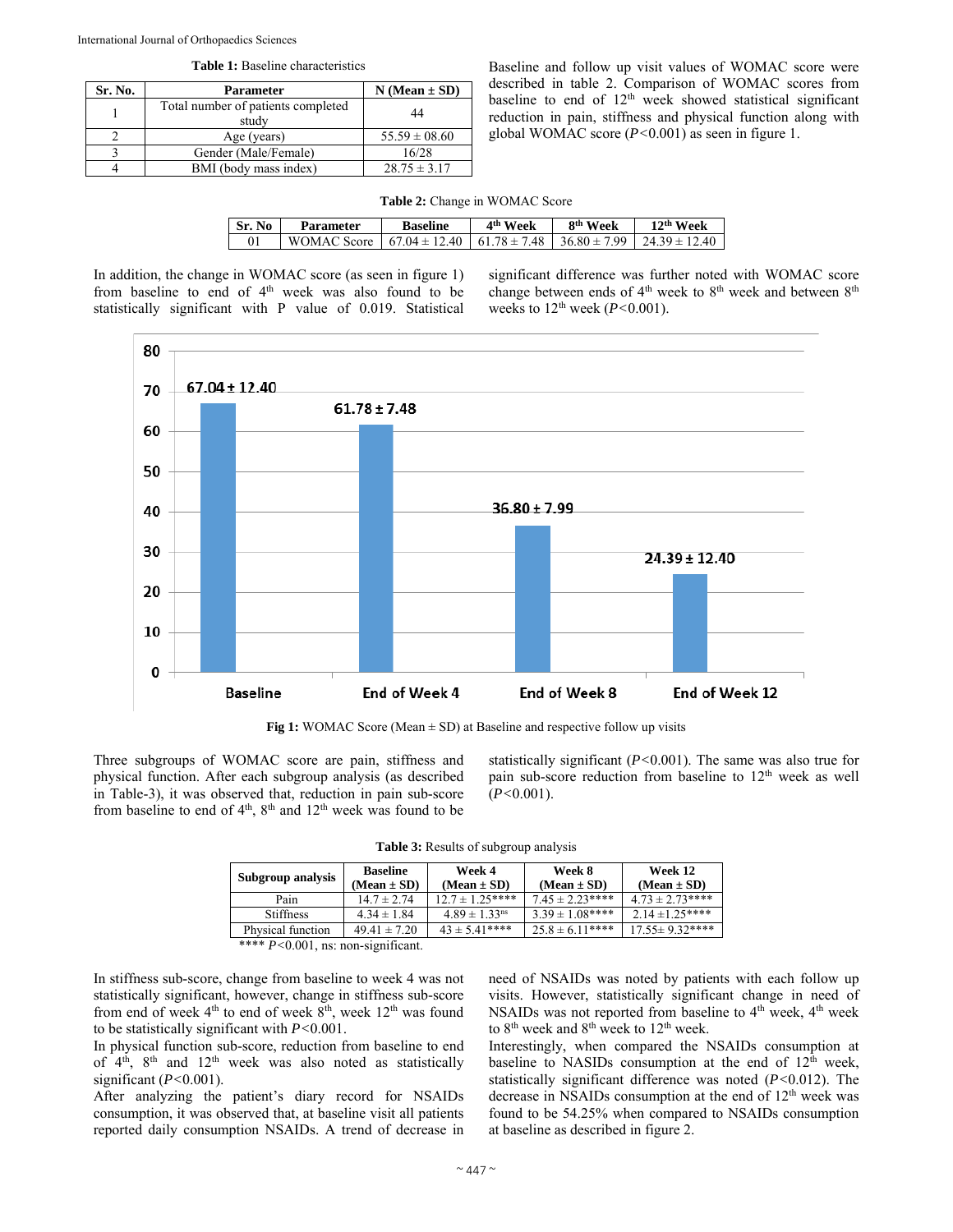**Table 1:** Baseline characteristics

| Sr. No. | Parameter | N (Mean ± SD) |
|---|---|---|
| 1 | Total number of patients completed study | 44 |
| 2 | Age (years) | 55.59 ± 08.60 |
| 3 | Gender (Male/Female) | 16/28 |
| 4 | BMI (body mass index) | 28.75 ± 3.17 |

Baseline and follow up visit values of WOMAC score were described in table 2. Comparison of WOMAC scores from baseline to end of 12th week showed statistical significant reduction in pain, stiffness and physical function along with global WOMAC score ($P<0.001$) as seen in figure 1.

**Table 2:** Change in WOMAC Score

| Sr. No | Parameter | Baseline | 4th Week | 8th Week | 12th Week |
|---|---|---|---|---|---|
| 01 | WOMAC Score | 67.04 ± 12.40 | 61.78 ± 7.48 | 36.80 ± 7.99 | 24.39 ± 12.40 |

In addition, the change in WOMAC score (as seen in figure 1) from baseline to end of 4th week was also found to be statistically significant with P value of 0.019. Statistical significant difference was further noted with WOMAC score change between ends of 4th week to 8th week and between 8th weeks to 12th week ($P<0.001$).

**Fig 1:** WOMAC Score (Mean ± SD) at Baseline and respective follow up visits

Three subgroups of WOMAC score are pain, stiffness and physical function. After each subgroup analysis (as described in Table-3), it was observed that, reduction in pain sub-score from baseline to end of 4th, 8th and 12th week was found to be statistically significant ($P<0.001$). The same was also true for pain sub-score reduction from baseline to 12th week as well ($P<0.001$).

**Table 3:** Results of subgroup analysis

| Subgroup analysis | Baseline (Mean ± SD) | Week 4 (Mean ± SD) | Week 8 (Mean ± SD) | Week 12 (Mean ± SD) |
|---|---|---|---|---|
| Pain | 14.7 ± 2.74 | 12.7 ± 1.25**** | 7.45 ± 2.23**** | 4.73 ± 2.73**** |
| Stiffness | 4.34 ± 1.84 | 4.89 ± 1.33ns | 3.39 ± 1.08**** | 2.14 ±1.25**** |
| Physical function | 49.41 ± 7.20 | 43 ± 5.41**** | 25.8 ± 6.11**** | 17.55± 9.32**** |

**** $P<0.001$, ns: non-significant.

In stiffness sub-score, change from baseline to week 4 was not statistically significant, however, change in stiffness sub-score from end of week 4th to end of week 8th, week 12th was found to be statistically significant with $P<0.001$.

In physical function sub-score, reduction from baseline to end of 4th, 8th and 12th week was also noted as statistically significant ($P<0.001$).

After analyzing the patient's diary record for NSAIDs consumption, it was observed that, at baseline visit all patients reported daily consumption NSAIDs. A trend of decrease in need of NSAIDs was noted by patients with each follow up visits. However, statistically significant change in need of NSAIDs was not reported from baseline to 4th week, 4th week to 8th week and 8th week to 12th week.

Interestingly, when compared the NSAIDs consumption at baseline to NASIDs consumption at the end of 12th week, statistically significant difference was noted ($P<0.012$). The decrease in NSAIDs consumption at the end of 12th week was found to be 54.25% when compared to NSAIDs consumption at baseline as described in figure 2.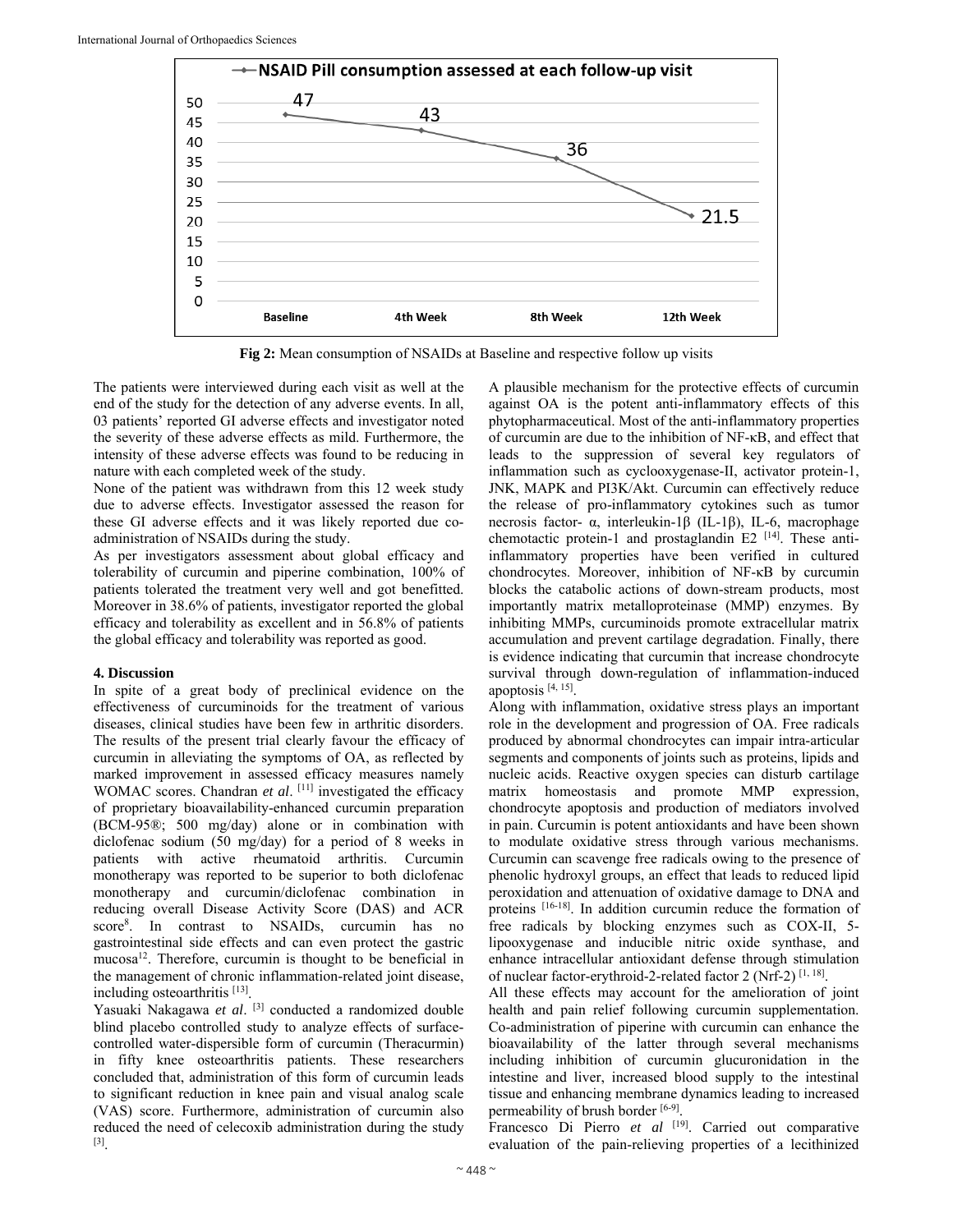**Fig 2:** Mean consumption of NSAIDs at Baseline and respective follow up visits

The patients were interviewed during each visit as well at the end of the study for the detection of any adverse events. In all, 03 patients' reported GI adverse effects and investigator noted the severity of these adverse effects as mild. Furthermore, the intensity of these adverse effects was found to be reducing in nature with each completed week of the study.

None of the patient was withdrawn from this 12 week study due to adverse effects. Investigator assessed the reason for these GI adverse effects and it was likely reported due co-administration of NSAIDs during the study.

As per investigators assessment about global efficacy and tolerability of curcumin and piperine combination, 100% of patients tolerated the treatment very well and got benefitted. Moreover in 38.6% of patients, investigator reported the global efficacy and tolerability as excellent and in 56.8% of patients the global efficacy and tolerability was reported as good.

## 4. Discussion

In spite of a great body of preclinical evidence on the effectiveness of curcuminoids for the treatment of various diseases, clinical studies have been few in arthritic disorders. The results of the present trial clearly favour the efficacy of curcumin in alleviating the symptoms of OA, as reflected by marked improvement in assessed efficacy measures namely WOMAC scores. Chandran *et al*. [11] investigated the efficacy of proprietary bioavailability-enhanced curcumin preparation (BCM-95®; 500 mg/day) alone or in combination with diclofenac sodium (50 mg/day) for a period of 8 weeks in patients with active rheumatoid arthritis. Curcumin monotherapy was reported to be superior to both diclofenac monotherapy and curcumin/diclofenac combination in reducing overall Disease Activity Score (DAS) and ACR score[8]. In contrast to NSAIDs, curcumin has no gastrointestinal side effects and can even protect the gastric mucosa[12]. Therefore, curcumin is thought to be beneficial in the management of chronic inflammation-related joint disease, including osteoarthritis [13].

Yasuaki Nakagawa *et al*. [3] conducted a randomized double blind placebo controlled study to analyze effects of surface-controlled water-dispersible form of curcumin (Theracurmin) in fifty knee osteoarthritis patients. These researchers concluded that, administration of this form of curcumin leads to significant reduction in knee pain and visual analog scale (VAS) score. Furthermore, administration of curcumin also reduced the need of celecoxib administration during the study [3].

A plausible mechanism for the protective effects of curcumin against OA is the potent anti-inflammatory effects of this phytopharmaceutical. Most of the anti-inflammatory properties of curcumin are due to the inhibition of NF-κB, and effect that leads to the suppression of several key regulators of inflammation such as cyclooxygenase-II, activator protein-1, JNK, MAPK and PI3K/Akt. Curcumin can effectively reduce the release of pro-inflammatory cytokines such as tumor necrosis factor- α, interleukin-1β (IL-1β), IL-6, macrophage chemotactic protein-1 and prostaglandin E2 [14]. These anti-inflammatory properties have been verified in cultured chondrocytes. Moreover, inhibition of NF-κB by curcumin blocks the catabolic actions of down-stream products, most importantly matrix metalloproteinase (MMP) enzymes. By inhibiting MMPs, curcuminoids promote extracellular matrix accumulation and prevent cartilage degradation. Finally, there is evidence indicating that curcumin that increase chondrocyte survival through down-regulation of inflammation-induced apoptosis [4, 15].

Along with inflammation, oxidative stress plays an important role in the development and progression of OA. Free radicals produced by abnormal chondrocytes can impair intra-articular segments and components of joints such as proteins, lipids and nucleic acids. Reactive oxygen species can disturb cartilage matrix homeostasis and promote MMP expression, chondrocyte apoptosis and production of mediators involved in pain. Curcumin is potent antioxidants and have been shown to modulate oxidative stress through various mechanisms. Curcumin can scavenge free radicals owing to the presence of phenolic hydroxyl groups, an effect that leads to reduced lipid peroxidation and attenuation of oxidative damage to DNA and proteins [16-18]. In addition curcumin reduce the formation of free radicals by blocking enzymes such as COX-II, 5-lipooxygenase and inducible nitric oxide synthase, and enhance intracellular antioxidant defense through stimulation of nuclear factor-erythroid-2-related factor 2 (Nrf-2) [1, 18].

All these effects may account for the amelioration of joint health and pain relief following curcumin supplementation. Co-administration of piperine with curcumin can enhance the bioavailability of the latter through several mechanisms including inhibition of curcumin glucuronidation in the intestine and liver, increased blood supply to the intestinal tissue and enhancing membrane dynamics leading to increased permeability of brush border [6-9].

Francesco Di Pierro *et al* [19]. Carried out comparative evaluation of the pain-relieving properties of a lecithinized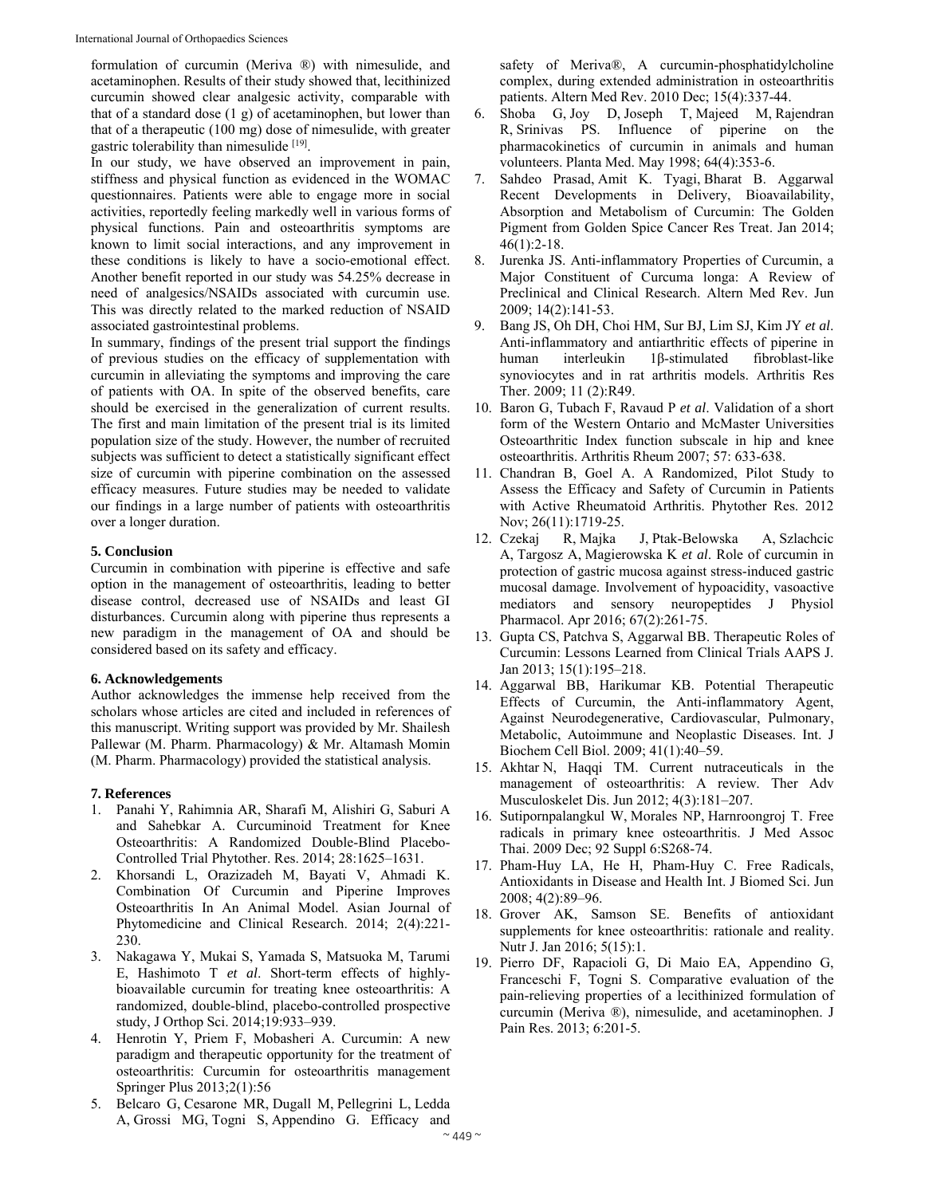formulation of curcumin (Meriva ®) with nimesulide, and acetaminophen. Results of their study showed that, lecithinized curcumin showed clear analgesic activity, comparable with that of a standard dose (1 g) of acetaminophen, but lower than that of a therapeutic (100 mg) dose of nimesulide, with greater gastric tolerability than nimesulide [19].

In our study, we have observed an improvement in pain, stiffness and physical function as evidenced in the WOMAC questionnaires. Patients were able to engage more in social activities, reportedly feeling markedly well in various forms of physical functions. Pain and osteoarthritis symptoms are known to limit social interactions, and any improvement in these conditions is likely to have a socio-emotional effect. Another benefit reported in our study was 54.25% decrease in need of analgesics/NSAIDs associated with curcumin use. This was directly related to the marked reduction of NSAID associated gastrointestinal problems.

In summary, findings of the present trial support the findings of previous studies on the efficacy of supplementation with curcumin in alleviating the symptoms and improving the care of patients with OA. In spite of the observed benefits, care should be exercised in the generalization of current results. The first and main limitation of the present trial is its limited population size of the study. However, the number of recruited subjects was sufficient to detect a statistically significant effect size of curcumin with piperine combination on the assessed efficacy measures. Future studies may be needed to validate our findings in a large number of patients with osteoarthritis over a longer duration.

## 5. Conclusion

Curcumin in combination with piperine is effective and safe option in the management of osteoarthritis, leading to better disease control, decreased use of NSAIDs and least GI disturbances. Curcumin along with piperine thus represents a new paradigm in the management of OA and should be considered based on its safety and efficacy.

## 6. Acknowledgements

Author acknowledges the immense help received from the scholars whose articles are cited and included in references of this manuscript. Writing support was provided by Mr. Shailesh Pallewar (M. Pharm. Pharmacology) & Mr. Altamash Momin (M. Pharm. Pharmacology) provided the statistical analysis.

## 7. References

1. Panahi Y, Rahimnia AR, Sharafi M, Alishiri G, Saburi A and Sahebkar A. Curcuminoid Treatment for Knee Osteoarthritis: A Randomized Double-Blind Placebo-Controlled Trial Phytother. Res. 2014; 28:1625–1631.
2. Khorsandi L, Orazizadeh M, Bayati V, Ahmadi K. Combination Of Curcumin and Piperine Improves Osteoarthritis In An Animal Model. Asian Journal of Phytomedicine and Clinical Research. 2014; 2(4):221-230.
3. Nakagawa Y, Mukai S, Yamada S, Matsuoka M, Tarumi E, Hashimoto T *et al*. Short-term effects of highly-bioavailable curcumin for treating knee osteoarthritis: A randomized, double-blind, placebo-controlled prospective study, J Orthop Sci. 2014;19:933–939.
4. Henrotin Y, Priem F, Mobasheri A. Curcumin: A new paradigm and therapeutic opportunity for the treatment of osteoarthritis: Curcumin for osteoarthritis management Springer Plus 2013;2(1):56
5. Belcaro G, Cesarone MR, Dugall M, Pellegrini L, Ledda A, Grossi MG, Togni S, Appendino G. Efficacy and safety of Meriva®, A curcumin-phosphatidylcholine complex, during extended administration in osteoarthritis patients. Altern Med Rev. 2010 Dec; 15(4):337-44.
6. Shoba G, Joy D, Joseph T, Majeed M, Rajendran R, Srinivas PS. Influence of piperine on the pharmacokinetics of curcumin in animals and human volunteers. Planta Med. May 1998; 64(4):353-6.
7. Sahdeo Prasad, Amit K. Tyagi, Bharat B. Aggarwal Recent Developments in Delivery, Bioavailability, Absorption and Metabolism of Curcumin: The Golden Pigment from Golden Spice Cancer Res Treat. Jan 2014; 46(1):2-18.
8. Jurenka JS. Anti-inflammatory Properties of Curcumin, a Major Constituent of Curcuma longa: A Review of Preclinical and Clinical Research. Altern Med Rev. Jun 2009; 14(2):141-53.
9. Bang JS, Oh DH, Choi HM, Sur BJ, Lim SJ, Kim JY *et al*. Anti-inflammatory and antiarthritic effects of piperine in human interleukin 1β-stimulated fibroblast-like synoviocytes and in rat arthritis models. Arthritis Res Ther. 2009; 11 (2):R49.
10. Baron G, Tubach F, Ravaud P *et al*. Validation of a short form of the Western Ontario and McMaster Universities Osteoarthritic Index function subscale in hip and knee osteoarthritis. Arthritis Rheum 2007; 57: 633-638.
11. Chandran B, Goel A. A Randomized, Pilot Study to Assess the Efficacy and Safety of Curcumin in Patients with Active Rheumatoid Arthritis. Phytother Res. 2012 Nov; 26(11):1719-25.
12. Czekaj R, Majka J, Ptak-Belowska A, Szlachcic A, Targosz A, Magierowska K *et al*. Role of curcumin in protection of gastric mucosa against stress-induced gastric mucosal damage. Involvement of hypoacidity, vasoactive mediators and sensory neuropeptides J Physiol Pharmacol. Apr 2016; 67(2):261-75.
13. Gupta CS, Patchva S, Aggarwal BB. Therapeutic Roles of Curcumin: Lessons Learned from Clinical Trials AAPS J. Jan 2013; 15(1):195–218.
14. Aggarwal BB, Harikumar KB. Potential Therapeutic Effects of Curcumin, the Anti-inflammatory Agent, Against Neurodegenerative, Cardiovascular, Pulmonary, Metabolic, Autoimmune and Neoplastic Diseases. Int. J Biochem Cell Biol. 2009; 41(1):40–59.
15. Akhtar N, Haqqi TM. Current nutraceuticals in the management of osteoarthritis: A review. Ther Adv Musculoskelet Dis. Jun 2012; 4(3):181–207.
16. Sutipornpalangkul W, Morales NP, Harnroongroj T. Free radicals in primary knee osteoarthritis. J Med Assoc Thai. 2009 Dec; 92 Suppl 6:S268-74.
17. Pham-Huy LA, He H, Pham-Huy C. Free Radicals, Antioxidants in Disease and Health Int. J Biomed Sci. Jun 2008; 4(2):89–96.
18. Grover AK, Samson SE. Benefits of antioxidant supplements for knee osteoarthritis: rationale and reality. Nutr J. Jan 2016; 5(15):1.
19. Pierro DF, Rapacioli G, Di Maio EA, Appendino G, Franceschi F, Togni S. Comparative evaluation of the pain-relieving properties of a lecithinized formulation of curcumin (Meriva ®), nimesulide, and acetaminophen. J Pain Res. 2013; 6:201-5.